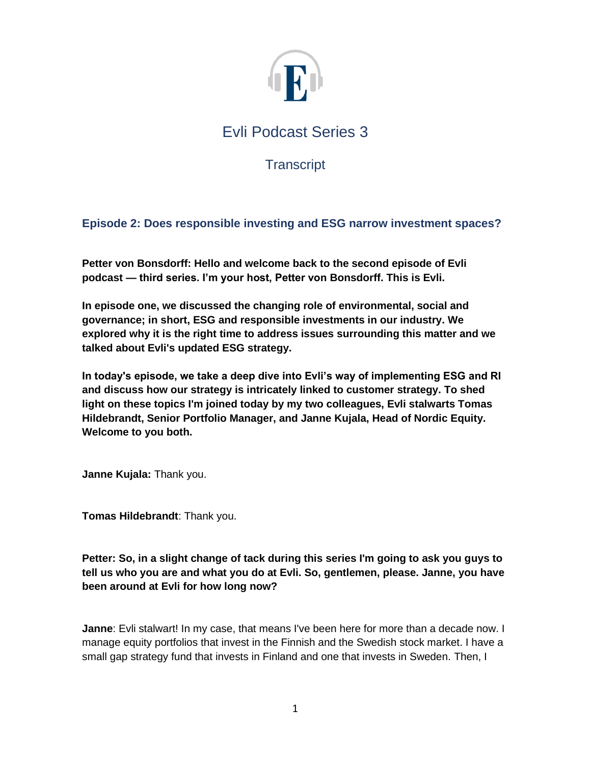# Evli Podcast Series 3

## Transcript

### Episode 2: Does responsible investing and ESG narrow investment spaces?

**Petter von Bonsdorff: Hello and welcome back to the second episode of Evli podcast — third series. I'm your host, Petter von Bonsdorff. This is Evli.**

**In episode one, we discussed the changing role of environmental, social and governance; in short, ESG and responsible investments in our industry. We explored why it is the right time to address issues surrounding this matter and we talked about Evli's updated ESG strategy.**

**In today's episode, we take a deep dive into Evli's way of implementing ESG and RI and discuss how our strategy is intricately linked to customer strategy. To shed light on these topics I'm joined today by my two colleagues, Evli stalwarts Tomas Hildebrandt, Senior Portfolio Manager, and Janne Kujala, Head of Nordic Equity. Welcome to you both.**

**Janne Kujala:** Thank you.

**Tomas Hildebrandt**: Thank you.

**Petter: So, in a slight change of tack during this series I'm going to ask you guys to tell us who you are and what you do at Evli. So, gentlemen, please. Janne, you have been around at Evli for how long now?**

**Janne**: Evli stalwart! In my case, that means I've been here for more than a decade now. I manage equity portfolios that invest in the Finnish and the Swedish stock market. I have a small gap strategy fund that invests in Finland and one that invests in Sweden. Then, I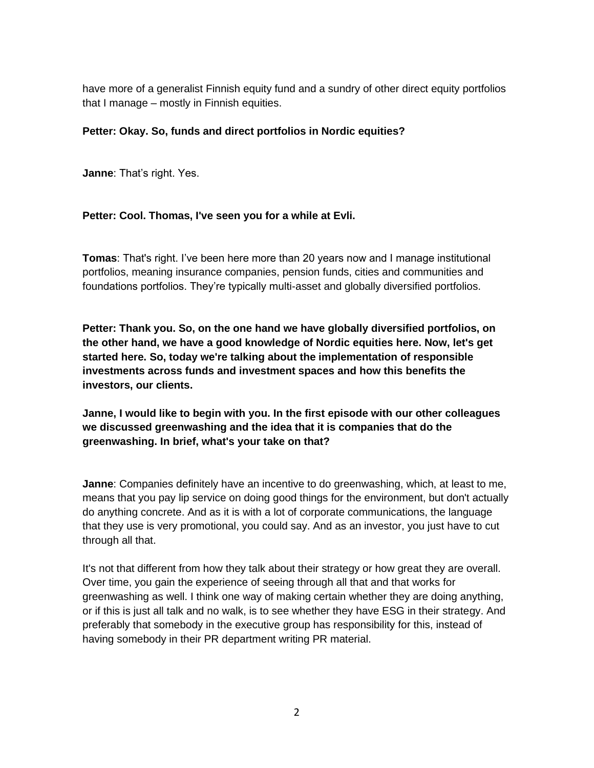have more of a generalist Finnish equity fund and a sundry of other direct equity portfolios that I manage – mostly in Finnish equities.

**Petter: Okay. So, funds and direct portfolios in Nordic equities?**

**Janne**: That's right. Yes.

**Petter: Cool. Thomas, I've seen you for a while at Evli.**

**Tomas**: That's right. I've been here more than 20 years now and I manage institutional portfolios, meaning insurance companies, pension funds, cities and communities and foundations portfolios. They're typically multi-asset and globally diversified portfolios.

**Petter: Thank you. So, on the one hand we have globally diversified portfolios, on the other hand, we have a good knowledge of Nordic equities here. Now, let's get started here. So, today we're talking about the implementation of responsible investments across funds and investment spaces and how this benefits the investors, our clients.**

**Janne, I would like to begin with you. In the first episode with our other colleagues we discussed greenwashing and the idea that it is companies that do the greenwashing. In brief, what's your take on that?**

**Janne**: Companies definitely have an incentive to do greenwashing, which, at least to me, means that you pay lip service on doing good things for the environment, but don't actually do anything concrete. And as it is with a lot of corporate communications, the language that they use is very promotional, you could say. And as an investor, you just have to cut through all that.

It's not that different from how they talk about their strategy or how great they are overall. Over time, you gain the experience of seeing through all that and that works for greenwashing as well. I think one way of making certain whether they are doing anything, or if this is just all talk and no walk, is to see whether they have ESG in their strategy. And preferably that somebody in the executive group has responsibility for this, instead of having somebody in their PR department writing PR material.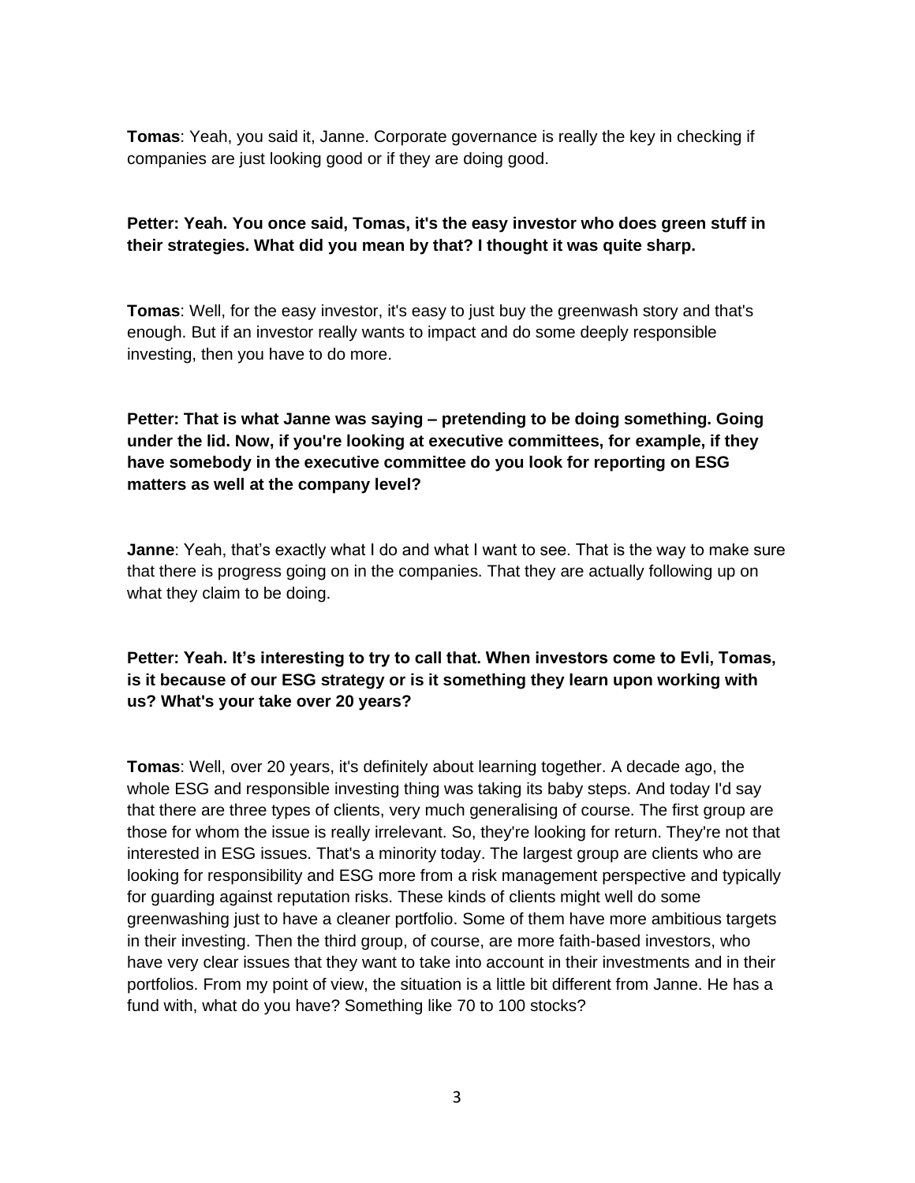**Tomas**: Yeah, you said it, Janne. Corporate governance is really the key in checking if companies are just looking good or if they are doing good.

**Petter: Yeah. You once said, Tomas, it's the easy investor who does green stuff in their strategies. What did you mean by that? I thought it was quite sharp.**

**Tomas**: Well, for the easy investor, it's easy to just buy the greenwash story and that's enough. But if an investor really wants to impact and do some deeply responsible investing, then you have to do more.

**Petter: That is what Janne was saying – pretending to be doing something. Going under the lid. Now, if you're looking at executive committees, for example, if they have somebody in the executive committee do you look for reporting on ESG matters as well at the company level?**

**Janne**: Yeah, that's exactly what I do and what I want to see. That is the way to make sure that there is progress going on in the companies. That they are actually following up on what they claim to be doing.

**Petter: Yeah. It's interesting to try to call that. When investors come to Evli, Tomas, is it because of our ESG strategy or is it something they learn upon working with us? What's your take over 20 years?**

**Tomas**: Well, over 20 years, it's definitely about learning together. A decade ago, the whole ESG and responsible investing thing was taking its baby steps. And today I'd say that there are three types of clients, very much generalising of course. The first group are those for whom the issue is really irrelevant. So, they're looking for return. They're not that interested in ESG issues. That's a minority today. The largest group are clients who are looking for responsibility and ESG more from a risk management perspective and typically for guarding against reputation risks. These kinds of clients might well do some greenwashing just to have a cleaner portfolio. Some of them have more ambitious targets in their investing. Then the third group, of course, are more faith-based investors, who have very clear issues that they want to take into account in their investments and in their portfolios. From my point of view, the situation is a little bit different from Janne. He has a fund with, what do you have? Something like 70 to 100 stocks?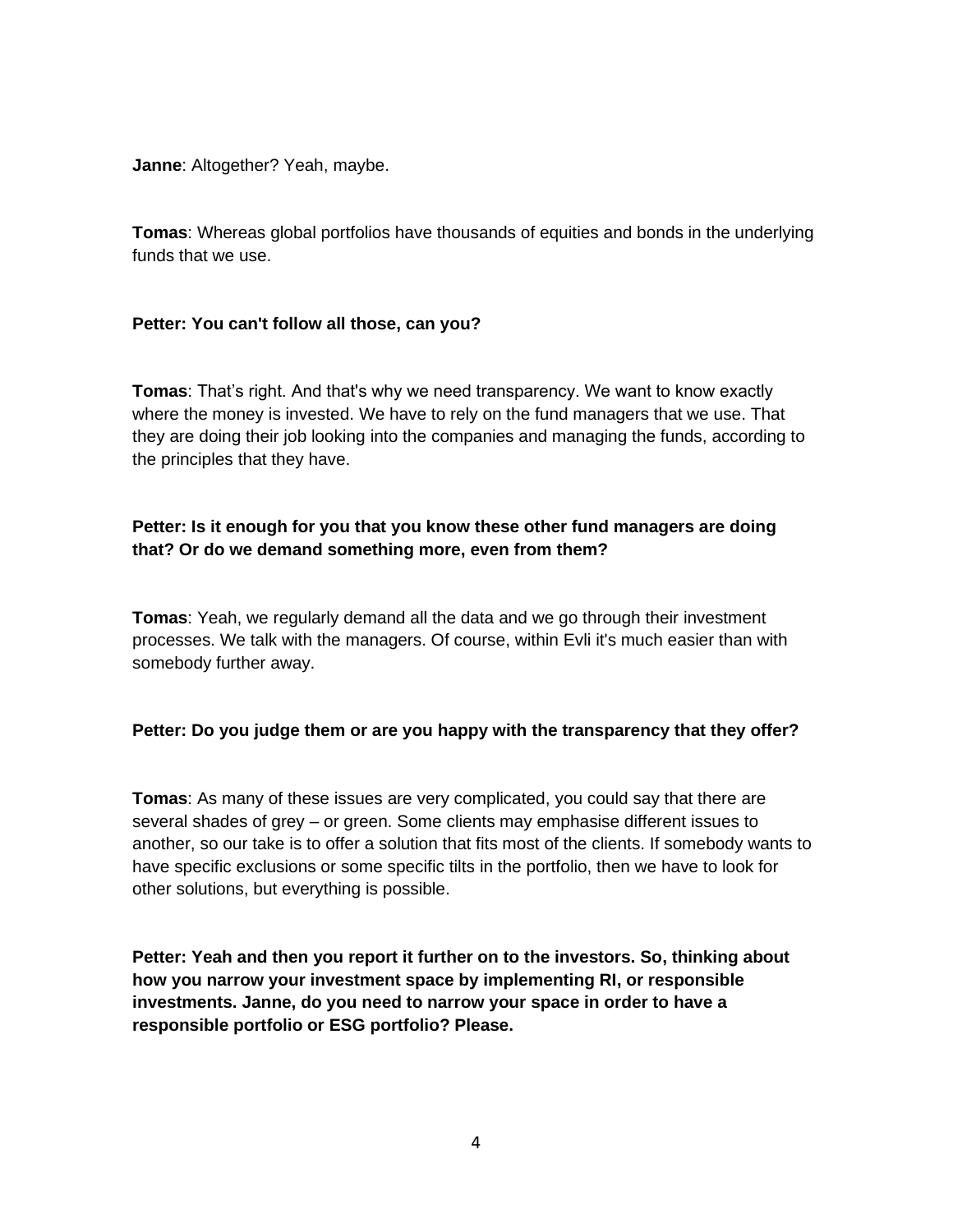**Janne**: Altogether? Yeah, maybe.

**Tomas**: Whereas global portfolios have thousands of equities and bonds in the underlying funds that we use.

**Petter: You can't follow all those, can you?**

**Tomas**: That's right. And that's why we need transparency. We want to know exactly where the money is invested. We have to rely on the fund managers that we use. That they are doing their job looking into the companies and managing the funds, according to the principles that they have.

**Petter: Is it enough for you that you know these other fund managers are doing that? Or do we demand something more, even from them?**

**Tomas**: Yeah, we regularly demand all the data and we go through their investment processes. We talk with the managers. Of course, within Evli it's much easier than with somebody further away.

**Petter: Do you judge them or are you happy with the transparency that they offer?**

**Tomas**: As many of these issues are very complicated, you could say that there are several shades of grey – or green. Some clients may emphasise different issues to another, so our take is to offer a solution that fits most of the clients. If somebody wants to have specific exclusions or some specific tilts in the portfolio, then we have to look for other solutions, but everything is possible.

**Petter: Yeah and then you report it further on to the investors. So, thinking about how you narrow your investment space by implementing RI, or responsible investments. Janne, do you need to narrow your space in order to have a responsible portfolio or ESG portfolio? Please.**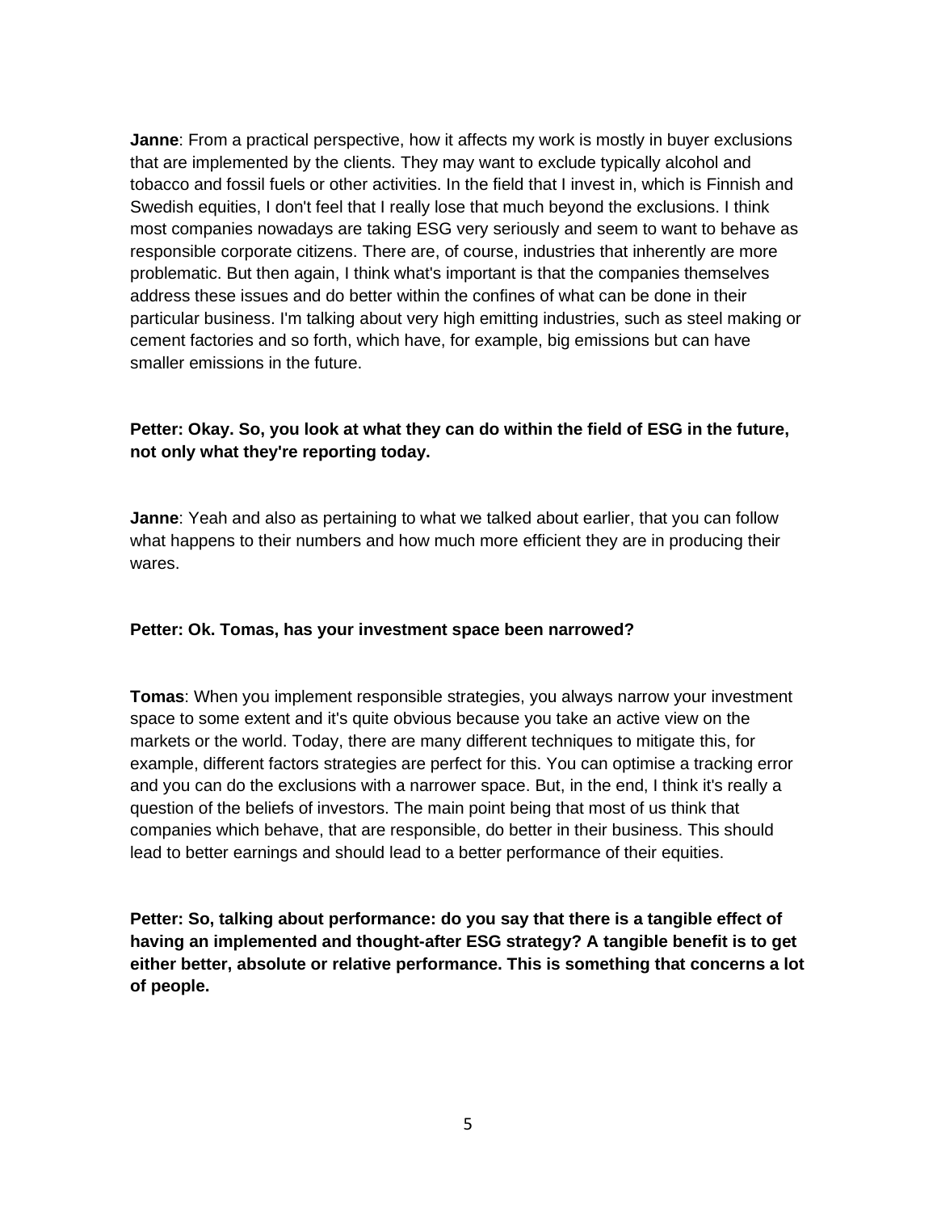**Janne**: From a practical perspective, how it affects my work is mostly in buyer exclusions that are implemented by the clients. They may want to exclude typically alcohol and tobacco and fossil fuels or other activities. In the field that I invest in, which is Finnish and Swedish equities, I don't feel that I really lose that much beyond the exclusions. I think most companies nowadays are taking ESG very seriously and seem to want to behave as responsible corporate citizens. There are, of course, industries that inherently are more problematic. But then again, I think what's important is that the companies themselves address these issues and do better within the confines of what can be done in their particular business. I'm talking about very high emitting industries, such as steel making or cement factories and so forth, which have, for example, big emissions but can have smaller emissions in the future.

**Petter: Okay. So, you look at what they can do within the field of ESG in the future, not only what they're reporting today.**

**Janne**: Yeah and also as pertaining to what we talked about earlier, that you can follow what happens to their numbers and how much more efficient they are in producing their wares.

**Petter: Ok. Tomas, has your investment space been narrowed?**

**Tomas**: When you implement responsible strategies, you always narrow your investment space to some extent and it's quite obvious because you take an active view on the markets or the world. Today, there are many different techniques to mitigate this, for example, different factors strategies are perfect for this. You can optimise a tracking error and you can do the exclusions with a narrower space. But, in the end, I think it's really a question of the beliefs of investors. The main point being that most of us think that companies which behave, that are responsible, do better in their business. This should lead to better earnings and should lead to a better performance of their equities.

**Petter: So, talking about performance: do you say that there is a tangible effect of having an implemented and thought-after ESG strategy? A tangible benefit is to get either better, absolute or relative performance. This is something that concerns a lot of people.**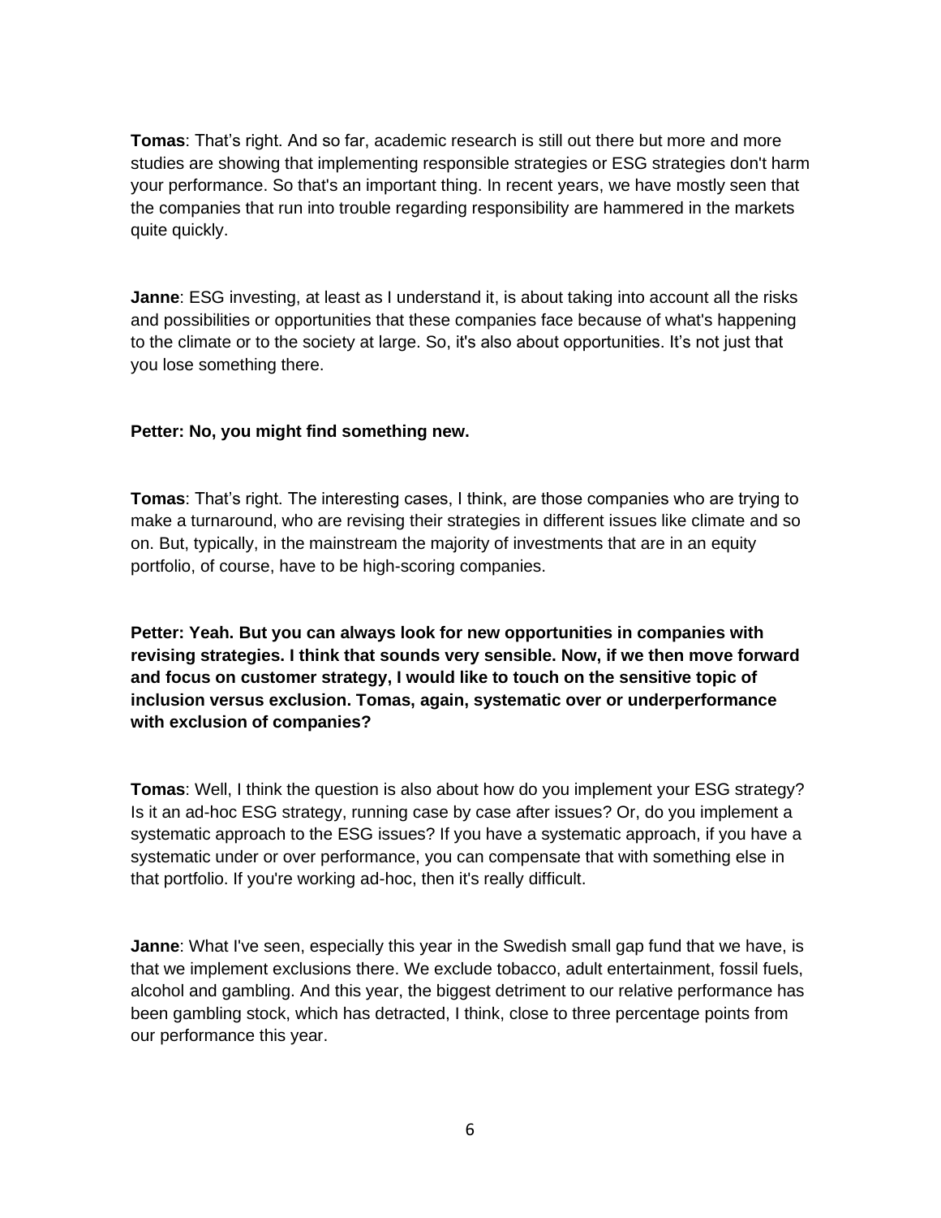**Tomas**: That's right. And so far, academic research is still out there but more and more studies are showing that implementing responsible strategies or ESG strategies don't harm your performance. So that's an important thing. In recent years, we have mostly seen that the companies that run into trouble regarding responsibility are hammered in the markets quite quickly.

**Janne**: ESG investing, at least as I understand it, is about taking into account all the risks and possibilities or opportunities that these companies face because of what's happening to the climate or to the society at large. So, it's also about opportunities. It's not just that you lose something there.

**Petter: No, you might find something new.**

**Tomas**: That's right. The interesting cases, I think, are those companies who are trying to make a turnaround, who are revising their strategies in different issues like climate and so on. But, typically, in the mainstream the majority of investments that are in an equity portfolio, of course, have to be high-scoring companies.

**Petter: Yeah. But you can always look for new opportunities in companies with revising strategies. I think that sounds very sensible. Now, if we then move forward and focus on customer strategy, I would like to touch on the sensitive topic of inclusion versus exclusion. Tomas, again, systematic over or underperformance with exclusion of companies?**

**Tomas**: Well, I think the question is also about how do you implement your ESG strategy? Is it an ad-hoc ESG strategy, running case by case after issues? Or, do you implement a systematic approach to the ESG issues? If you have a systematic approach, if you have a systematic under or over performance, you can compensate that with something else in that portfolio. If you're working ad-hoc, then it's really difficult.

**Janne**: What I've seen, especially this year in the Swedish small gap fund that we have, is that we implement exclusions there. We exclude tobacco, adult entertainment, fossil fuels, alcohol and gambling. And this year, the biggest detriment to our relative performance has been gambling stock, which has detracted, I think, close to three percentage points from our performance this year.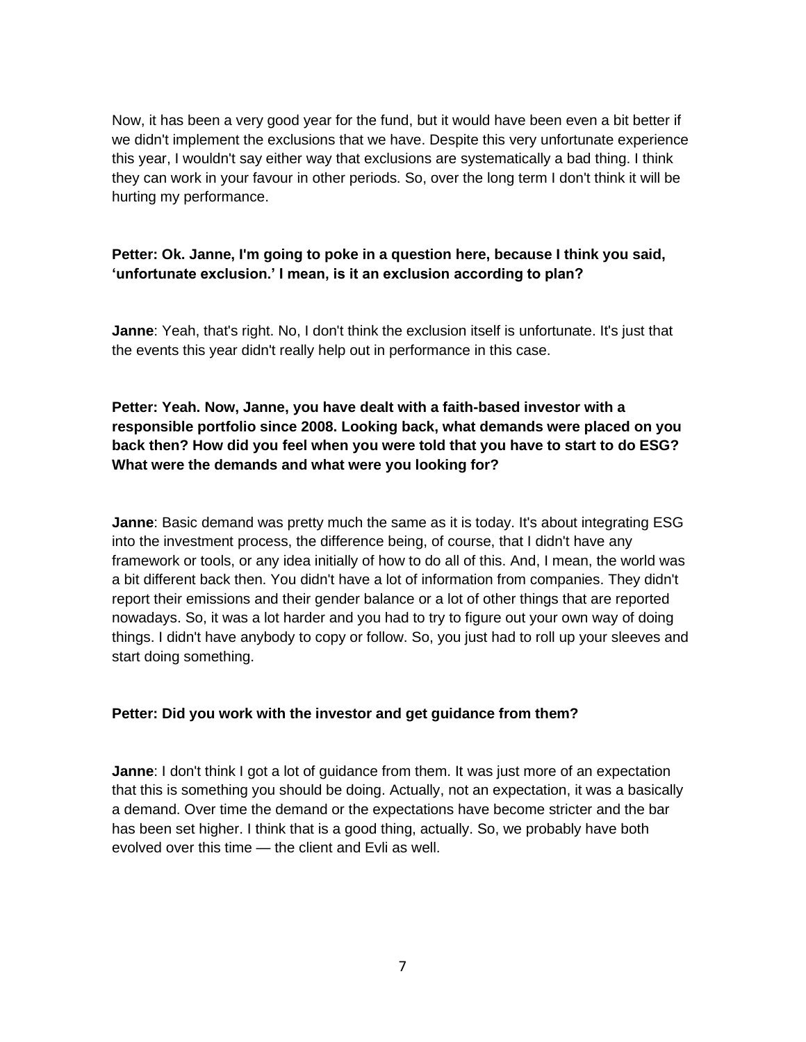Now, it has been a very good year for the fund, but it would have been even a bit better if we didn't implement the exclusions that we have. Despite this very unfortunate experience this year, I wouldn't say either way that exclusions are systematically a bad thing. I think they can work in your favour in other periods. So, over the long term I don't think it will be hurting my performance.

**Petter: Ok. Janne, I'm going to poke in a question here, because I think you said, 'unfortunate exclusion.' I mean, is it an exclusion according to plan?**

**Janne**: Yeah, that's right. No, I don't think the exclusion itself is unfortunate. It's just that the events this year didn't really help out in performance in this case.

**Petter: Yeah. Now, Janne, you have dealt with a faith-based investor with a responsible portfolio since 2008. Looking back, what demands were placed on you back then? How did you feel when you were told that you have to start to do ESG? What were the demands and what were you looking for?**

**Janne**: Basic demand was pretty much the same as it is today. It's about integrating ESG into the investment process, the difference being, of course, that I didn't have any framework or tools, or any idea initially of how to do all of this. And, I mean, the world was a bit different back then. You didn't have a lot of information from companies. They didn't report their emissions and their gender balance or a lot of other things that are reported nowadays. So, it was a lot harder and you had to try to figure out your own way of doing things. I didn't have anybody to copy or follow. So, you just had to roll up your sleeves and start doing something.

**Petter: Did you work with the investor and get guidance from them?**

**Janne**: I don't think I got a lot of guidance from them. It was just more of an expectation that this is something you should be doing. Actually, not an expectation, it was a basically a demand. Over time the demand or the expectations have become stricter and the bar has been set higher. I think that is a good thing, actually. So, we probably have both evolved over this time — the client and Evli as well.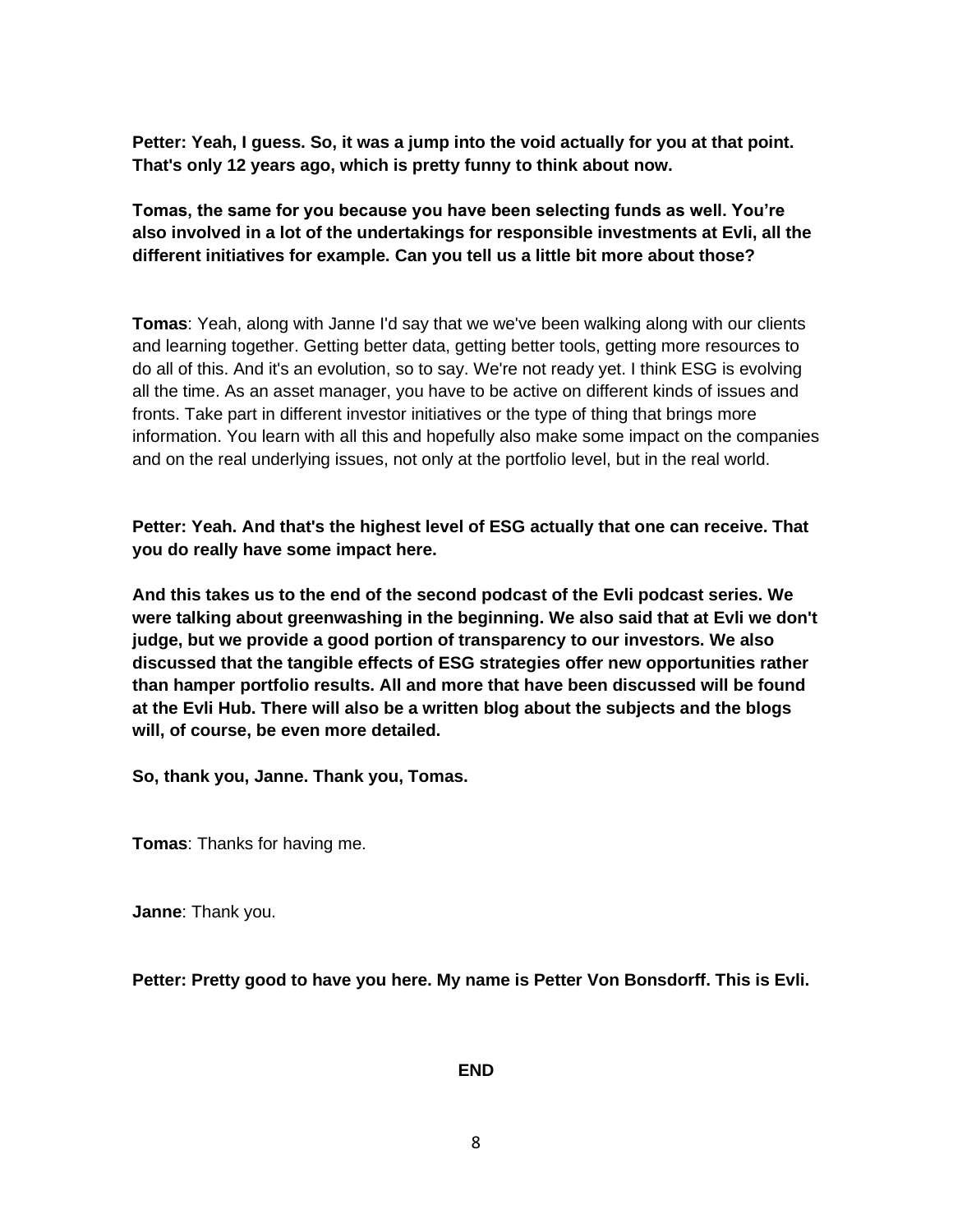**Petter: Yeah, I guess. So, it was a jump into the void actually for you at that point. That's only 12 years ago, which is pretty funny to think about now.**

**Tomas, the same for you because you have been selecting funds as well. You're also involved in a lot of the undertakings for responsible investments at Evli, all the different initiatives for example. Can you tell us a little bit more about those?**

**Tomas**: Yeah, along with Janne I'd say that we we've been walking along with our clients and learning together. Getting better data, getting better tools, getting more resources to do all of this. And it's an evolution, so to say. We're not ready yet. I think ESG is evolving all the time. As an asset manager, you have to be active on different kinds of issues and fronts. Take part in different investor initiatives or the type of thing that brings more information. You learn with all this and hopefully also make some impact on the companies and on the real underlying issues, not only at the portfolio level, but in the real world.

**Petter: Yeah. And that's the highest level of ESG actually that one can receive. That you do really have some impact here.**

**And this takes us to the end of the second podcast of the Evli podcast series. We were talking about greenwashing in the beginning. We also said that at Evli we don't judge, but we provide a good portion of transparency to our investors. We also discussed that the tangible effects of ESG strategies offer new opportunities rather than hamper portfolio results. All and more that have been discussed will be found at the Evli Hub. There will also be a written blog about the subjects and the blogs will, of course, be even more detailed.**

**So, thank you, Janne. Thank you, Tomas.**

**Tomas**: Thanks for having me.

**Janne**: Thank you.

**Petter: Pretty good to have you here. My name is Petter Von Bonsdorff. This is Evli.**

**END**